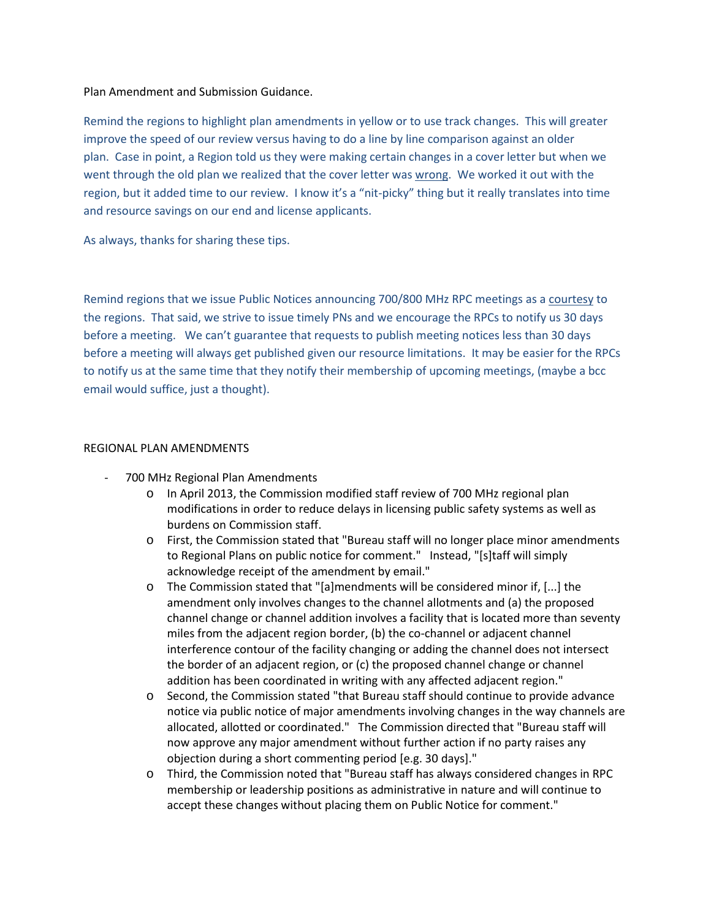Plan Amendment and Submission Guidance.

Remind the regions to highlight plan amendments in yellow or to use track changes. This will greater improve the speed of our review versus having to do a line by line comparison against an older plan. Case in point, a Region told us they were making certain changes in a cover letter but when we went through the old plan we realized that the cover letter was wrong. We worked it out with the region, but it added time to our review. I know it's a "nit-picky" thing but it really translates into time and resource savings on our end and license applicants.

As always, thanks for sharing these tips.

Remind regions that we issue Public Notices announcing 700/800 MHz RPC meetings as a courtesy to the regions. That said, we strive to issue timely PNs and we encourage the RPCs to notify us 30 days before a meeting. We can't guarantee that requests to publish meeting notices less than 30 days before a meeting will always get published given our resource limitations. It may be easier for the RPCs to notify us at the same time that they notify their membership of upcoming meetings, (maybe a bcc email would suffice, just a thought).

REGIONAL PLAN AMENDMENTS

- 700 MHz Regional Plan Amendments
    - In April 2013, the Commission modified staff review of 700 MHz regional plan modifications in order to reduce delays in licensing public safety systems as well as burdens on Commission staff.
    - First, the Commission stated that "Bureau staff will no longer place minor amendments to Regional Plans on public notice for comment." Instead, "[s]taff will simply acknowledge receipt of the amendment by email."
    - The Commission stated that "[a]mendments will be considered minor if, [...] the amendment only involves changes to the channel allotments and (a) the proposed channel change or channel addition involves a facility that is located more than seventy miles from the adjacent region border, (b) the co-channel or adjacent channel interference contour of the facility changing or adding the channel does not intersect the border of an adjacent region, or (c) the proposed channel change or channel addition has been coordinated in writing with any affected adjacent region."
    - Second, the Commission stated "that Bureau staff should continue to provide advance notice via public notice of major amendments involving changes in the way channels are allocated, allotted or coordinated." The Commission directed that "Bureau staff will now approve any major amendment without further action if no party raises any objection during a short commenting period [e.g. 30 days]."
    - Third, the Commission noted that "Bureau staff has always considered changes in RPC membership or leadership positions as administrative in nature and will continue to accept these changes without placing them on Public Notice for comment."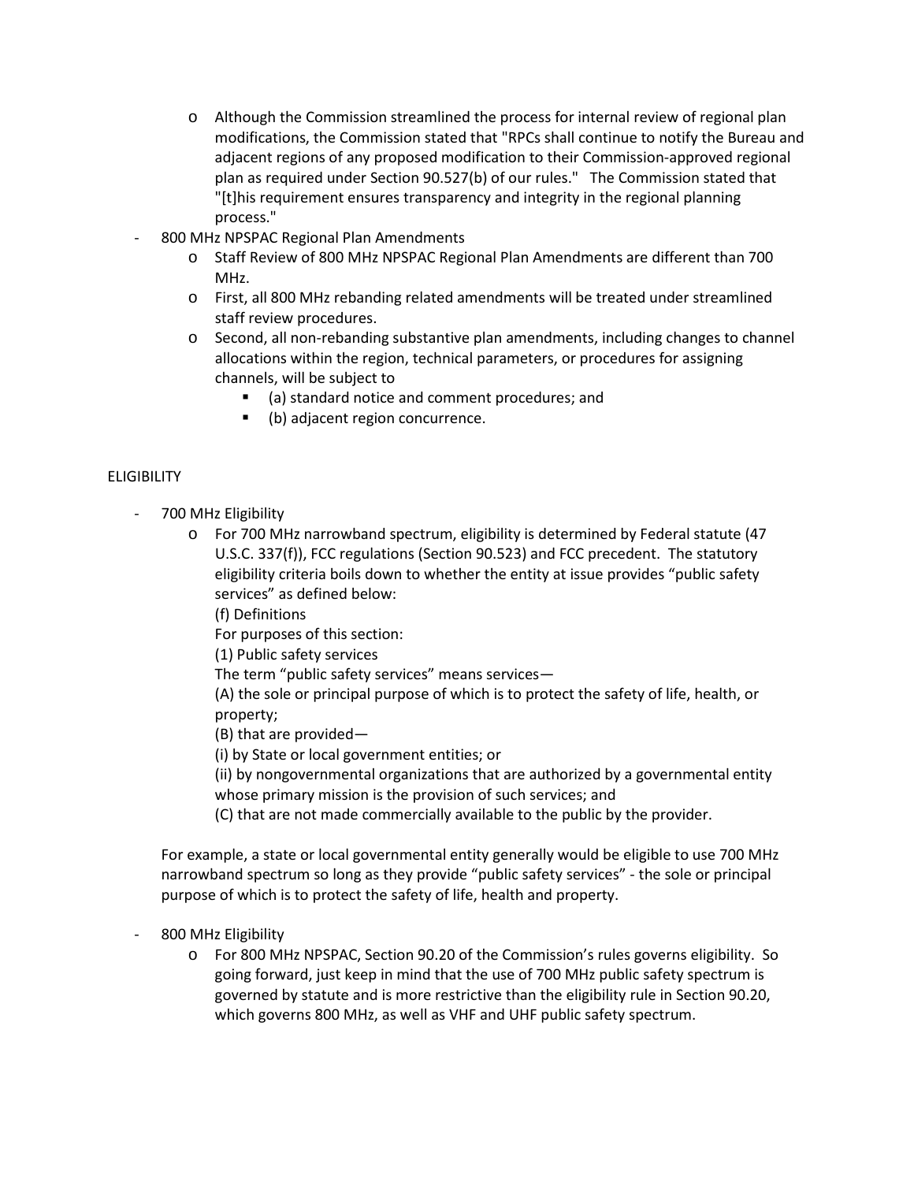- Although the Commission streamlined the process for internal review of regional plan modifications, the Commission stated that "RPCs shall continue to notify the Bureau and adjacent regions of any proposed modification to their Commission-approved regional plan as required under Section 90.527(b) of our rules." The Commission stated that "[t]his requirement ensures transparency and integrity in the regional planning process."
- 800 MHz NPSPAC Regional Plan Amendments
  - Staff Review of 800 MHz NPSPAC Regional Plan Amendments are different than 700 MHz.
  - First, all 800 MHz rebanding related amendments will be treated under streamlined staff review procedures.
  - Second, all non-rebanding substantive plan amendments, including changes to channel allocations within the region, technical parameters, or procedures for assigning channels, will be subject to
    - (a) standard notice and comment procedures; and
    - (b) adjacent region concurrence.

ELIGIBILITY

- 700 MHz Eligibility
  - For 700 MHz narrowband spectrum, eligibility is determined by Federal statute (47 U.S.C. 337(f)), FCC regulations (Section 90.523) and FCC precedent. The statutory eligibility criteria boils down to whether the entity at issue provides "public safety services" as defined below:

    (f) Definitions

    For purposes of this section:

    (1) Public safety services

    The term "public safety services" means services—

    (A) the sole or principal purpose of which is to protect the safety of life, health, or property;

    (B) that are provided—

    (i) by State or local government entities; or

    (ii) by nongovernmental organizations that are authorized by a governmental entity whose primary mission is the provision of such services; and

    (C) that are not made commercially available to the public by the provider.

  For example, a state or local governmental entity generally would be eligible to use 700 MHz narrowband spectrum so long as they provide "public safety services" - the sole or principal purpose of which is to protect the safety of life, health and property.

- 800 MHz Eligibility
  - For 800 MHz NPSPAC, Section 90.20 of the Commission's rules governs eligibility. So going forward, just keep in mind that the use of 700 MHz public safety spectrum is governed by statute and is more restrictive than the eligibility rule in Section 90.20, which governs 800 MHz, as well as VHF and UHF public safety spectrum.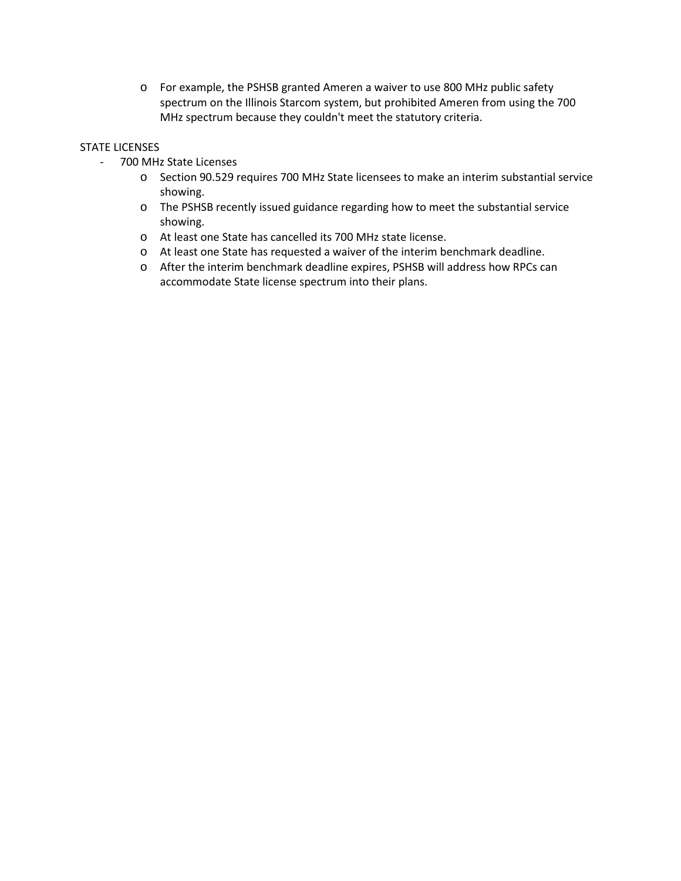- For example, the PSHSB granted Ameren a waiver to use 800 MHz public safety spectrum on the Illinois Starcom system, but prohibited Ameren from using the 700 MHz spectrum because they couldn't meet the statutory criteria.

STATE LICENSES

- 700 MHz State Licenses
  - Section 90.529 requires 700 MHz State licensees to make an interim substantial service showing.
  - The PSHSB recently issued guidance regarding how to meet the substantial service showing.
  - At least one State has cancelled its 700 MHz state license.
  - At least one State has requested a waiver of the interim benchmark deadline.
  - After the interim benchmark deadline expires, PSHSB will address how RPCs can accommodate State license spectrum into their plans.